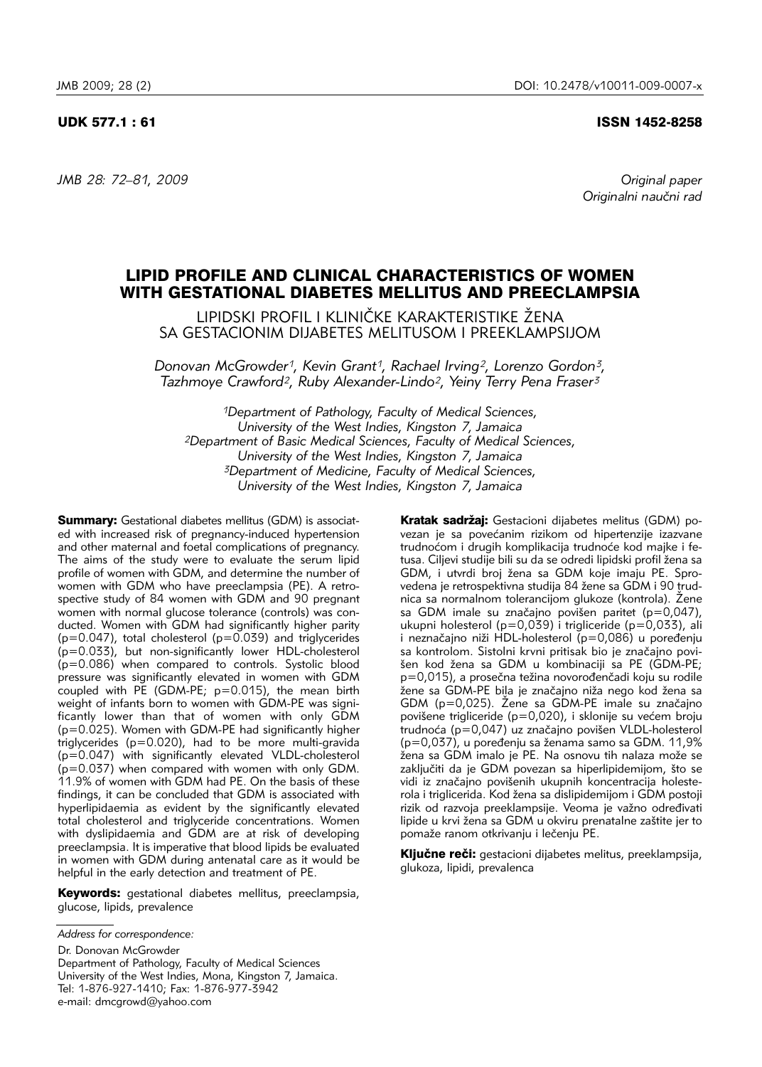UDK 577.1 : 61

ISSN 1452-8258

*Original paper*
*Originalni naučni rad*

# LIPID PROFILE AND CLINICAL CHARACTERISTICS OF WOMEN WITH GESTATIONAL DIABETES MELLITUS AND PREECLAMPSIA

## LIPIDSKI PROFIL I KLINIČKE KARAKTERISTIKE ŽENA SA GESTACIONIM DIJABETES MELITUSOM I PREEKLAMPSIJOM

*Donovan McGrowder[1], Kevin Grant[1], Rachael Irving[2], Lorenzo Gordon[3], Tazhmoye Crawford[2], Ruby Alexander-Lindo[2], Yeiny Terry Pena Fraser[3]*

*[1]Department of Pathology, Faculty of Medical Sciences, University of the West Indies, Kingston 7, Jamaica*
*[2]Department of Basic Medical Sciences, Faculty of Medical Sciences, University of the West Indies, Kingston 7, Jamaica*
*[3]Department of Medicine, Faculty of Medical Sciences, University of the West Indies, Kingston 7, Jamaica*

**Summary:** Gestational diabetes mellitus (GDM) is associated with increased risk of pregnancy-induced hypertension and other maternal and foetal complications of pregnancy. The aims of the study were to evaluate the serum lipid profile of women with GDM, and determine the number of women with GDM who have preeclampsia (PE). A retrospective study of 84 women with GDM and 90 pregnant women with normal glucose tolerance (controls) was conducted. Women with GDM had significantly higher parity ($p=0.047$), total cholesterol ($p=0.039$) and triglycerides ($p=0.033$), but non-significantly lower HDL-cholesterol ($p=0.086$) when compared to controls. Systolic blood pressure was significantly elevated in women with GDM coupled with PE (GDM-PE; $p=0.015$), the mean birth weight of infants born to women with GDM-PE was significantly lower than that of women with only GDM ($p=0.025$). Women with GDM-PE had significantly higher triglycerides ($p=0.020$), had to be more multi-gravida ($p=0.047$) with significantly elevated VLDL-cholesterol ($p=0.037$) when compared with women with only GDM. 11.9% of women with GDM had PE. On the basis of these findings, it can be concluded that GDM is associated with hyperlipidaemia as evident by the significantly elevated total cholesterol and triglyceride concentrations. Women with dyslipidaemia and GDM are at risk of developing preeclampsia. It is imperative that blood lipids be evaluated in women with GDM during antenatal care as it would be helpful in the early detection and treatment of PE.

**Keywords:** gestational diabetes mellitus, preeclampsia, glucose, lipids, prevalence

**Kratak sadržaj:** Gestacioni dijabetes melitus (GDM) povezan je sa povećanim rizikom od hipertenzije izazvane trudnoćom i drugih komplikacija trudnoće kod majke i fetusa. Ciljevi studije bili su da se odredi lipidski profil žena sa GDM, i utvrdi broj žena sa GDM koje imaju PE. Sprovedena je retrospektivna studija 84 žene sa GDM i 90 trudnica sa normalnom tolerancijom glukoze (kontrola). Žene sa GDM imale su značajno povišen paritet ($p=0,047$), ukupni holesterol ($p=0,039$) i trigliceride ($p=0,033$), ali i neznačajno niži HDL-holesterol ($p=0,086$) u poređenju sa kontrolom. Sistolni krvni pritisak bio je značajno povišen kod žena sa GDM u kombinaciji sa PE (GDM-PE; $p=0,015$), a prosečna težina novorođenčadi koju su rodile žene sa GDM-PE bila je značajno niža nego kod žena sa GDM ($p=0,025$). Žene sa GDM-PE imale su značajno povišene trigliceride ($p=0,020$), i sklonije su većem broju trudnoća ($p=0,047$) uz značajno povišen VLDL-holesterol ($p=0,037$), u poređenju sa ženama samo sa GDM. 11,9% žena sa GDM imalo je PE. Na osnovu tih nalaza može se zaključiti da je GDM povezan sa hiperlipidemijom, što se vidi iz značajno povišenih ukupnih koncentracija holesterola i triglicerida. Kod žena sa dislipidemijom i GDM postoji rizik od razvoja preeklampsije. Veoma je važno određivati lipide u krvi žena sa GDM u okviru prenatalne zaštite jer to pomaže ranom otkrivanju i lečenju PE.

**Ključne reči:** gestacioni dijabetes melitus, preeklampsija, glukoza, lipidi, prevalenca

*Address for correspondence:*

Dr. Donovan McGrowder
Department of Pathology, Faculty of Medical Sciences
University of the West Indies, Mona, Kingston 7, Jamaica.
Tel: 1-876-927-1410; Fax: 1-876-977-3942
e-mail: dmcgrowd@yahoo.com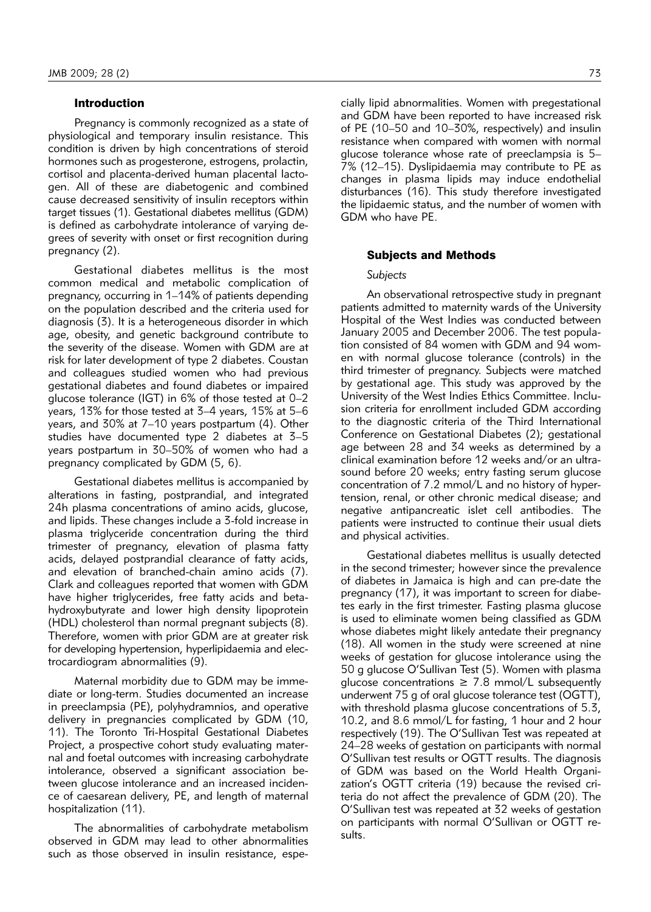## Introduction

Pregnancy is commonly recognized as a state of physiological and temporary insulin resistance. This condition is driven by high concentrations of steroid hormones such as progesterone, estrogens, prolactin, cortisol and placenta-derived human placental lactogen. All of these are diabetogenic and combined cause decreased sensitivity of insulin receptors within target tissues (1). Gestational diabetes mellitus (GDM) is defined as carbohydrate intolerance of varying degrees of severity with onset or first recognition during pregnancy (2).

Gestational diabetes mellitus is the most common medical and metabolic complication of pregnancy, occurring in 1–14% of patients depending on the population described and the criteria used for diagnosis (3). It is a heterogeneous disorder in which age, obesity, and genetic background contribute to the severity of the disease. Women with GDM are at risk for later development of type 2 diabetes. Coustan and colleagues studied women who had previous gestational diabetes and found diabetes or impaired glucose tolerance (IGT) in 6% of those tested at 0–2 years, 13% for those tested at 3–4 years, 15% at 5–6 years, and 30% at 7–10 years postpartum (4). Other studies have documented type 2 diabetes at 3–5 years postpartum in 30–50% of women who had a pregnancy complicated by GDM (5, 6).

Gestational diabetes mellitus is accompanied by alterations in fasting, postprandial, and integrated 24h plasma concentrations of amino acids, glucose, and lipids. These changes include a 3-fold increase in plasma triglyceride concentration during the third trimester of pregnancy, elevation of plasma fatty acids, delayed postprandial clearance of fatty acids, and elevation of branched-chain amino acids (7). Clark and colleagues reported that women with GDM have higher triglycerides, free fatty acids and beta-hydroxybutyrate and lower high density lipoprotein (HDL) cholesterol than normal pregnant subjects (8). Therefore, women with prior GDM are at greater risk for developing hypertension, hyperlipidaemia and electrocardiogram abnormalities (9).

Maternal morbidity due to GDM may be immediate or long-term. Studies documented an increase in preeclampsia (PE), polyhydramnios, and operative delivery in pregnancies complicated by GDM (10, 11). The Toronto Tri-Hospital Gestational Diabetes Project, a prospective cohort study evaluating maternal and foetal outcomes with increasing carbohydrate intolerance, observed a significant association between glucose intolerance and an increased incidence of caesarean delivery, PE, and length of maternal hospitalization (11).

The abnormalities of carbohydrate metabolism observed in GDM may lead to other abnormalities such as those observed in insulin resistance, especially lipid abnormalities. Women with pregestational and GDM have been reported to have increased risk of PE (10–50 and 10–30%, respectively) and insulin resistance when compared with women with normal glucose tolerance whose rate of preeclampsia is 5–7% (12–15). Dyslipidaemia may contribute to PE as changes in plasma lipids may induce endothelial disturbances (16). This study therefore investigated the lipidaemic status, and the number of women with GDM who have PE.

## Subjects and Methods

### *Subjects*

An observational retrospective study in pregnant patients admitted to maternity wards of the University Hospital of the West Indies was conducted between January 2005 and December 2006. The test population consisted of 84 women with GDM and 94 women with normal glucose tolerance (controls) in the third trimester of pregnancy. Subjects were matched by gestational age. This study was approved by the University of the West Indies Ethics Committee. Inclusion criteria for enrollment included GDM according to the diagnostic criteria of the Third International Conference on Gestational Diabetes (2); gestational age between 28 and 34 weeks as determined by a clinical examination before 12 weeks and/or an ultrasound before 20 weeks; entry fasting serum glucose concentration of 7.2 mmol/L and no history of hypertension, renal, or other chronic medical disease; and negative antipancreatic islet cell antibodies. The patients were instructed to continue their usual diets and physical activities.

Gestational diabetes mellitus is usually detected in the second trimester; however since the prevalence of diabetes in Jamaica is high and can pre-date the pregnancy (17), it was important to screen for diabetes early in the first trimester. Fasting plasma glucose is used to eliminate women being classified as GDM whose diabetes might likely antedate their pregnancy (18). All women in the study were screened at nine weeks of gestation for glucose intolerance using the 50 g glucose O'Sullivan Test (5). Women with plasma glucose concentrations $\geq$ 7.8 mmol/L subsequently underwent 75 g of oral glucose tolerance test (OGTT), with threshold plasma glucose concentrations of 5.3, 10.2, and 8.6 mmol/L for fasting, 1 hour and 2 hour respectively (19). The O'Sullivan Test was repeated at 24–28 weeks of gestation on participants with normal O'Sullivan test results or OGTT results. The diagnosis of GDM was based on the World Health Organization's OGTT criteria (19) because the revised criteria do not affect the prevalence of GDM (20). The O'Sullivan test was repeated at 32 weeks of gestation on participants with normal O'Sullivan or OGTT results.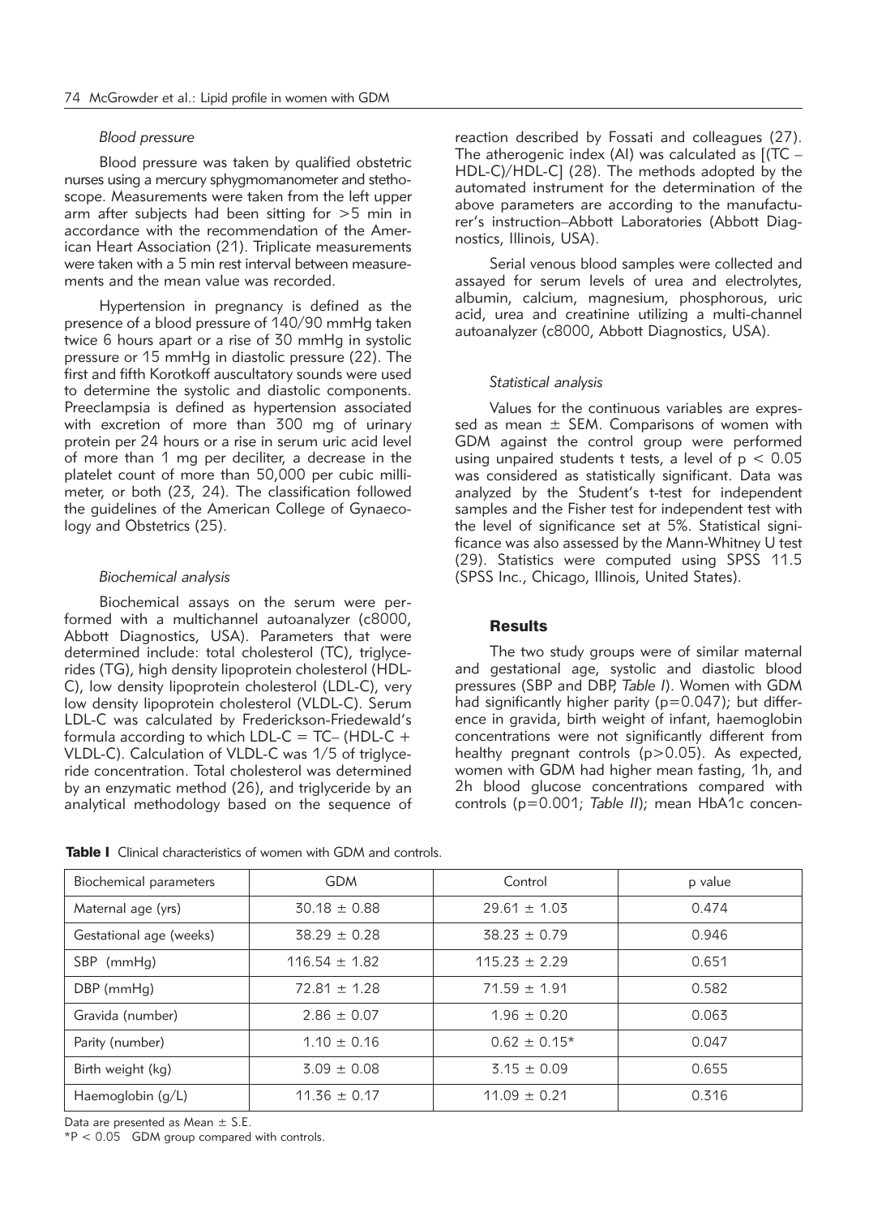### *Blood pressure*

Blood pressure was taken by qualified obstetric nurses using a mercury sphygmomanometer and stethoscope. Measurements were taken from the left upper arm after subjects had been sitting for >5 min in accordance with the recommendation of the American Heart Association (21). Triplicate measurements were taken with a 5 min rest interval between measurements and the mean value was recorded.

Hypertension in pregnancy is defined as the presence of a blood pressure of 140/90 mmHg taken twice 6 hours apart or a rise of 30 mmHg in systolic pressure or 15 mmHg in diastolic pressure (22). The first and fifth Korotkoff auscultatory sounds were used to determine the systolic and diastolic components. Preeclampsia is defined as hypertension associated with excretion of more than 300 mg of urinary protein per 24 hours or a rise in serum uric acid level of more than 1 mg per deciliter, a decrease in the platelet count of more than 50,000 per cubic millimeter, or both (23, 24). The classification followed the guidelines of the American College of Gynaecology and Obstetrics (25).

### *Biochemical analysis*

Biochemical assays on the serum were performed with a multichannel autoanalyzer (c8000, Abbott Diagnostics, USA). Parameters that were determined include: total cholesterol (TC), triglycerides (TG), high density lipoprotein cholesterol (HDL-C), low density lipoprotein cholesterol (LDL-C), very low density lipoprotein cholesterol (VLDL-C). Serum LDL-C was calculated by Frederickson-Friedewald's formula according to which LDL-C = TC– (HDL-C + VLDL-C). Calculation of VLDL-C was 1/5 of triglyceride concentration. Total cholesterol was determined by an enzymatic method (26), and triglyceride by an analytical methodology based on the sequence of reaction described by Fossati and colleagues (27). The atherogenic index (AI) was calculated as [(TC – HDL-C)/HDL-C] (28). The methods adopted by the automated instrument for the determination of the above parameters are according to the manufacturer's instruction–Abbott Laboratories (Abbott Diagnostics, Illinois, USA).

Serial venous blood samples were collected and assayed for serum levels of urea and electrolytes, albumin, calcium, magnesium, phosphorous, uric acid, urea and creatinine utilizing a multi-channel autoanalyzer (c8000, Abbott Diagnostics, USA).

### *Statistical analysis*

Values for the continuous variables are expressed as mean ± SEM. Comparisons of women with GDM against the control group were performed using unpaired students t tests, a level of $p < 0.05$ was considered as statistically significant. Data was analyzed by the Student's t-test for independent samples and the Fisher test for independent test with the level of significance set at 5%. Statistical significance was also assessed by the Mann-Whitney U test (29). Statistics were computed using SPSS 11.5 (SPSS Inc., Chicago, Illinois, United States).

## **Results**

The two study groups were of similar maternal and gestational age, systolic and diastolic blood pressures (SBP and DBP, *Table I*). Women with GDM had significantly higher parity (p=0.047); but difference in gravida, birth weight of infant, haemoglobin concentrations were not significantly different from healthy pregnant controls (p>0.05). As expected, women with GDM had higher mean fasting, 1h, and 2h blood glucose concentrations compared with controls (p=0.001; *Table II*); mean HbA1c concen-

**Table I** Clinical characteristics of women with GDM and controls.

| Biochemical parameters | GDM | Control | p value |
| --- | --- | --- | --- |
| Maternal age (yrs) | 30.18 ± 0.88 | 29.61 ± 1.03 | 0.474 |
| Gestational age (weeks) | 38.29 ± 0.28 | 38.23 ± 0.79 | 0.946 |
| SBP (mmHg) | 116.54 ± 1.82 | 115.23 ± 2.29 | 0.651 |
| DBP (mmHg) | 72.81 ± 1.28 | 71.59 ± 1.91 | 0.582 |
| Gravida (number) | 2.86 ± 0.07 | 1.96 ± 0.20 | 0.063 |
| Parity (number) | 1.10 ± 0.16 | 0.62 ± 0.15* | 0.047 |
| Birth weight (kg) | 3.09 ± 0.08 | 3.15 ± 0.09 | 0.655 |
| Haemoglobin (g/L) | 11.36 ± 0.17 | 11.09 ± 0.21 | 0.316 |

Data are presented as Mean ± S.E.

*P < 0.05 GDM group compared with controls.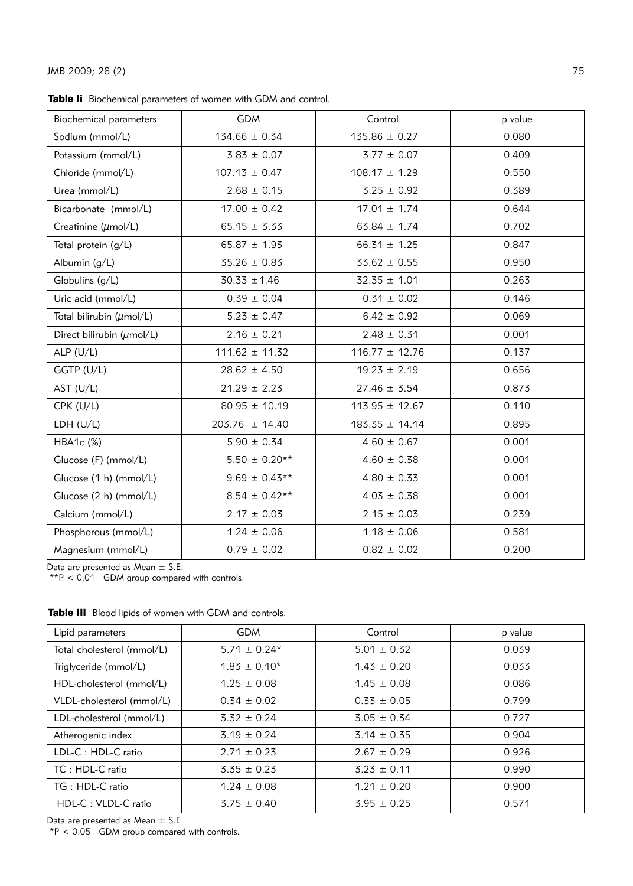**Table II** Biochemical parameters of women with GDM and control.

| Biochemical parameters | GDM | Control | p value |
|---|---|---|---|
| Sodium (mmol/L) | 134.66 ± 0.34 | 135.86 ± 0.27 | 0.080 |
| Potassium (mmol/L) | 3.83 ± 0.07 | 3.77 ± 0.07 | 0.409 |
| Chloride (mmol/L) | 107.13 ± 0.47 | 108.17 ± 1.29 | 0.550 |
| Urea (mmol/L) | 2.68 ± 0.15 | 3.25 ± 0.92 | 0.389 |
| Bicarbonate (mmol/L) | 17.00 ± 0.42 | 17.01 ± 1.74 | 0.644 |
| Creatinine (μmol/L) | 65.15 ± 3.33 | 63.84 ± 1.74 | 0.702 |
| Total protein (g/L) | 65.87 ± 1.93 | 66.31 ± 1.25 | 0.847 |
| Albumin (g/L) | 35.26 ± 0.83 | 33.62 ± 0.55 | 0.950 |
| Globulins (g/L) | 30.33 ±1.46 | 32.35 ± 1.01 | 0.263 |
| Uric acid (mmol/L) | 0.39 ± 0.04 | 0.31 ± 0.02 | 0.146 |
| Total bilirubin (μmol/L) | 5.23 ± 0.47 | 6.42 ± 0.92 | 0.069 |
| Direct bilirubin (μmol/L) | 2.16 ± 0.21 | 2.48 ± 0.31 | 0.001 |
| ALP (U/L) | 111.62 ± 11.32 | 116.77 ± 12.76 | 0.137 |
| GGTP (U/L) | 28.62 ± 4.50 | 19.23 ± 2.19 | 0.656 |
| AST (U/L) | 21.29 ± 2.23 | 27.46 ± 3.54 | 0.873 |
| CPK (U/L) | 80.95 ± 10.19 | 113.95 ± 12.67 | 0.110 |
| LDH (U/L) | 203.76 ± 14.40 | 183.35 ± 14.14 | 0.895 |
| HBA1c (%) | 5.90 ± 0.34 | 4.60 ± 0.67 | 0.001 |
| Glucose (F) (mmol/L) | 5.50 ± 0.20** | 4.60 ± 0.38 | 0.001 |
| Glucose (1 h) (mmol/L) | 9.69 ± 0.43** | 4.80 ± 0.33 | 0.001 |
| Glucose (2 h) (mmol/L) | 8.54 ± 0.42** | 4.03 ± 0.38 | 0.001 |
| Calcium (mmol/L) | 2.17 ± 0.03 | 2.15 ± 0.03 | 0.239 |
| Phosphorous (mmol/L) | 1.24 ± 0.06 | 1.18 ± 0.06 | 0.581 |
| Magnesium (mmol/L) | 0.79 ± 0.02 | 0.82 ± 0.02 | 0.200 |

Data are presented as Mean ± S.E.
**$P < 0.01$ GDM group compared with controls.

**Table III** Blood lipids of women with GDM and controls.

| Lipid parameters | GDM | Control | p value |
|---|---|---|---|
| Total cholesterol (mmol/L) | 5.71 ± 0.24* | 5.01 ± 0.32 | 0.039 |
| Triglyceride (mmol/L) | 1.83 ± 0.10* | 1.43 ± 0.20 | 0.033 |
| HDL-cholesterol (mmol/L) | 1.25 ± 0.08 | 1.45 ± 0.08 | 0.086 |
| VLDL-cholesterol (mmol/L) | 0.34 ± 0.02 | 0.33 ± 0.05 | 0.799 |
| LDL-cholesterol (mmol/L) | 3.32 ± 0.24 | 3.05 ± 0.34 | 0.727 |
| Atherogenic index | 3.19 ± 0.24 | 3.14 ± 0.35 | 0.904 |
| LDL-C : HDL-C ratio | 2.71 ± 0.23 | 2.67 ± 0.29 | 0.926 |
| TC : HDL-C ratio | 3.35 ± 0.23 | 3.23 ± 0.11 | 0.990 |
| TG : HDL-C ratio | 1.24 ± 0.08 | 1.21 ± 0.20 | 0.900 |
| HDL-C : VLDL-C ratio | 3.75 ± 0.40 | 3.95 ± 0.25 | 0.571 |

Data are presented as Mean ± S.E.
*$P < 0.05$ GDM group compared with controls.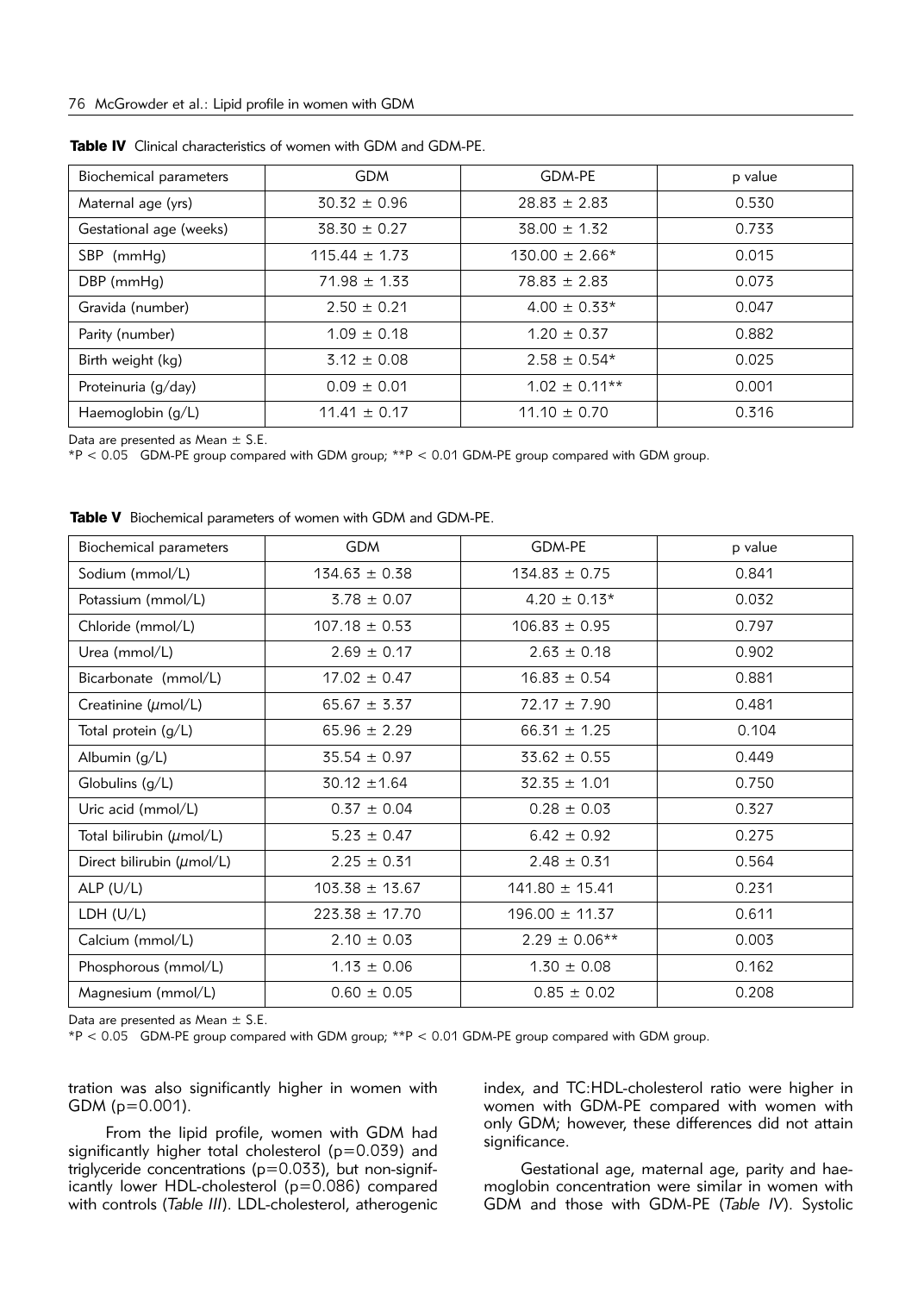**Table IV** Clinical characteristics of women with GDM and GDM-PE.

| Biochemical parameters | GDM | GDM-PE | p value |
|---|---|---|---|
| Maternal age (yrs) | 30.32 ± 0.96 | 28.83 ± 2.83 | 0.530 |
| Gestational age (weeks) | 38.30 ± 0.27 | 38.00 ± 1.32 | 0.733 |
| SBP (mmHg) | 115.44 ± 1.73 | 130.00 ± 2.66* | 0.015 |
| DBP (mmHg) | 71.98 ± 1.33 | 78.83 ± 2.83 | 0.073 |
| Gravida (number) | 2.50 ± 0.21 | 4.00 ± 0.33* | 0.047 |
| Parity (number) | 1.09 ± 0.18 | 1.20 ± 0.37 | 0.882 |
| Birth weight (kg) | 3.12 ± 0.08 | 2.58 ± 0.54* | 0.025 |
| Proteinuria (g/day) | 0.09 ± 0.01 | 1.02 ± 0.11** | 0.001 |
| Haemoglobin (g/L) | 11.41 ± 0.17 | 11.10 ± 0.70 | 0.316 |

Data are presented as Mean ± S.E.
*P < 0.05 GDM-PE group compared with GDM group; **P < 0.01 GDM-PE group compared with GDM group.

**Table V** Biochemical parameters of women with GDM and GDM-PE.

| Biochemical parameters | GDM | GDM-PE | p value |
|---|---|---|---|
| Sodium (mmol/L) | 134.63 ± 0.38 | 134.83 ± 0.75 | 0.841 |
| Potassium (mmol/L) | 3.78 ± 0.07 | 4.20 ± 0.13* | 0.032 |
| Chloride (mmol/L) | 107.18 ± 0.53 | 106.83 ± 0.95 | 0.797 |
| Urea (mmol/L) | 2.69 ± 0.17 | 2.63 ± 0.18 | 0.902 |
| Bicarbonate (mmol/L) | 17.02 ± 0.47 | 16.83 ± 0.54 | 0.881 |
| Creatinine (μmol/L) | 65.67 ± 3.37 | 72.17 ± 7.90 | 0.481 |
| Total protein (g/L) | 65.96 ± 2.29 | 66.31 ± 1.25 | 0.104 |
| Albumin (g/L) | 35.54 ± 0.97 | 33.62 ± 0.55 | 0.449 |
| Globulins (g/L) | 30.12 ±1.64 | 32.35 ± 1.01 | 0.750 |
| Uric acid (mmol/L) | 0.37 ± 0.04 | 0.28 ± 0.03 | 0.327 |
| Total bilirubin (μmol/L) | 5.23 ± 0.47 | 6.42 ± 0.92 | 0.275 |
| Direct bilirubin (μmol/L) | 2.25 ± 0.31 | 2.48 ± 0.31 | 0.564 |
| ALP (U/L) | 103.38 ± 13.67 | 141.80 ± 15.41 | 0.231 |
| LDH (U/L) | 223.38 ± 17.70 | 196.00 ± 11.37 | 0.611 |
| Calcium (mmol/L) | 2.10 ± 0.03 | 2.29 ± 0.06** | 0.003 |
| Phosphorous (mmol/L) | 1.13 ± 0.06 | 1.30 ± 0.08 | 0.162 |
| Magnesium (mmol/L) | 0.60 ± 0.05 | 0.85 ± 0.02 | 0.208 |

Data are presented as Mean ± S.E.
*P < 0.05 GDM-PE group compared with GDM group; **P < 0.01 GDM-PE group compared with GDM group.

tration was also significantly higher in women with GDM (p=0.001).

From the lipid profile, women with GDM had significantly higher total cholesterol (p=0.039) and triglyceride concentrations (p=0.033), but non-significantly lower HDL-cholesterol (p=0.086) compared with controls (*Table III*). LDL-cholesterol, atherogenic index, and TC:HDL-cholesterol ratio were higher in women with GDM-PE compared with women with only GDM; however, these differences did not attain significance.

Gestational age, maternal age, parity and haemoglobin concentration were similar in women with GDM and those with GDM-PE (*Table IV*). Systolic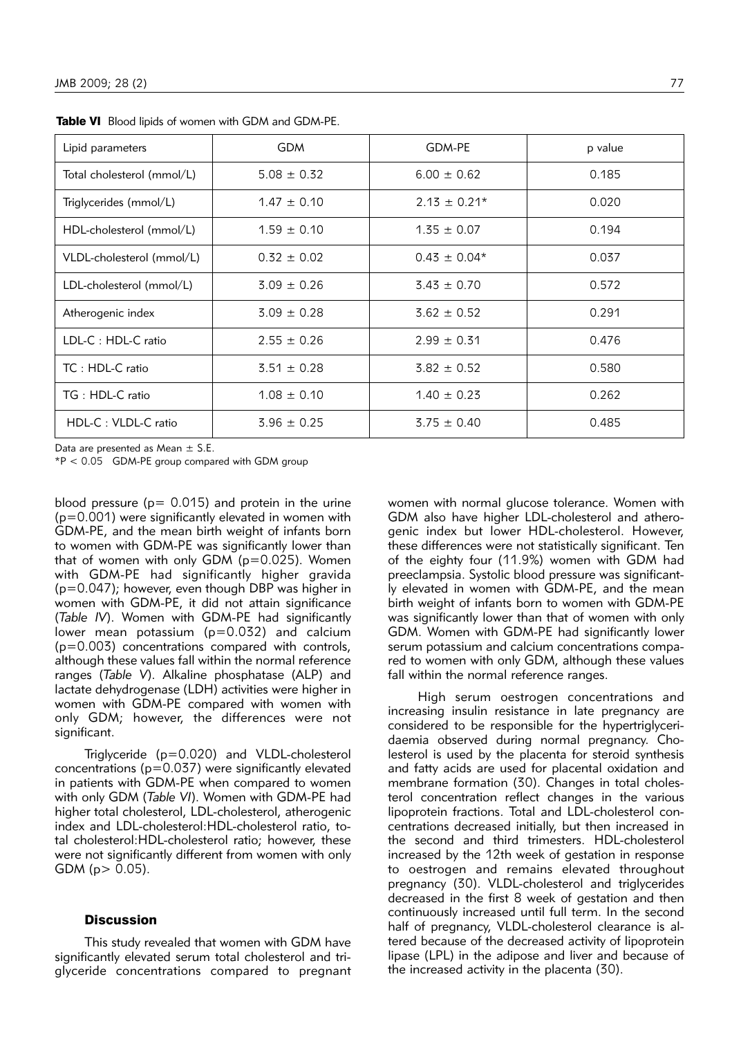**Table VI** Blood lipids of women with GDM and GDM-PE.

| Lipid parameters | GDM | GDM-PE | p value |
|---|---|---|---|
| Total cholesterol (mmol/L) | 5.08 ± 0.32 | 6.00 ± 0.62 | 0.185 |
| Triglycerides (mmol/L) | 1.47 ± 0.10 | 2.13 ± 0.21* | 0.020 |
| HDL-cholesterol (mmol/L) | 1.59 ± 0.10 | 1.35 ± 0.07 | 0.194 |
| VLDL-cholesterol (mmol/L) | 0.32 ± 0.02 | 0.43 ± 0.04* | 0.037 |
| LDL-cholesterol (mmol/L) | 3.09 ± 0.26 | 3.43 ± 0.70 | 0.572 |
| Atherogenic index | 3.09 ± 0.28 | 3.62 ± 0.52 | 0.291 |
| LDL-C : HDL-C ratio | 2.55 ± 0.26 | 2.99 ± 0.31 | 0.476 |
| TC : HDL-C ratio | 3.51 ± 0.28 | 3.82 ± 0.52 | 0.580 |
| TG : HDL-C ratio | 1.08 ± 0.10 | 1.40 ± 0.23 | 0.262 |
| HDL-C : VLDL-C ratio | 3.96 ± 0.25 | 3.75 ± 0.40 | 0.485 |

Data are presented as Mean ± S.E.

*$P < 0.05$ GDM-PE group compared with GDM group

blood pressure ($p = 0.015$) and protein in the urine ($p=0.001$) were significantly elevated in women with GDM-PE, and the mean birth weight of infants born to women with GDM-PE was significantly lower than that of women with only GDM ($p=0.025$). Women with GDM-PE had significantly higher gravida ($p=0.047$); however, even though DBP was higher in women with GDM-PE, it did not attain significance (*Table IV*). Women with GDM-PE had significantly lower mean potassium ($p=0.032$) and calcium ($p=0.003$) concentrations compared with controls, although these values fall within the normal reference ranges (*Table V*). Alkaline phosphatase (ALP) and lactate dehydrogenase (LDH) activities were higher in women with GDM-PE compared with women with only GDM; however, the differences were not significant.

Triglyceride ($p=0.020$) and VLDL-cholesterol concentrations ($p=0.037$) were significantly elevated in patients with GDM-PE when compared to women with only GDM (*Table VI*). Women with GDM-PE had higher total cholesterol, LDL-cholesterol, atherogenic index and LDL-cholesterol:HDL-cholesterol ratio, total cholesterol:HDL-cholesterol ratio; however, these were not significantly different from women with only GDM ($p > 0.05$).

## Discussion

This study revealed that women with GDM have significantly elevated serum total cholesterol and triglyceride concentrations compared to pregnant women with normal glucose tolerance. Women with GDM also have higher LDL-cholesterol and atherogenic index but lower HDL-cholesterol. However, these differences were not statistically significant. Ten of the eighty four (11.9%) women with GDM had preeclampsia. Systolic blood pressure was significantly elevated in women with GDM-PE, and the mean birth weight of infants born to women with GDM-PE was significantly lower than that of women with only GDM. Women with GDM-PE had significantly lower serum potassium and calcium concentrations compared to women with only GDM, although these values fall within the normal reference ranges.

High serum oestrogen concentrations and increasing insulin resistance in late pregnancy are considered to be responsible for the hypertriglyceridaemia observed during normal pregnancy. Cholesterol is used by the placenta for steroid synthesis and fatty acids are used for placental oxidation and membrane formation (30). Changes in total cholesterol concentration reflect changes in the various lipoprotein fractions. Total and LDL-cholesterol concentrations decreased initially, but then increased in the second and third trimesters. HDL-cholesterol increased by the 12th week of gestation in response to oestrogen and remains elevated throughout pregnancy (30). VLDL-cholesterol and triglycerides decreased in the first 8 week of gestation and then continuously increased until full term. In the second half of pregnancy, VLDL-cholesterol clearance is altered because of the decreased activity of lipoprotein lipase (LPL) in the adipose and liver and because of the increased activity in the placenta (30).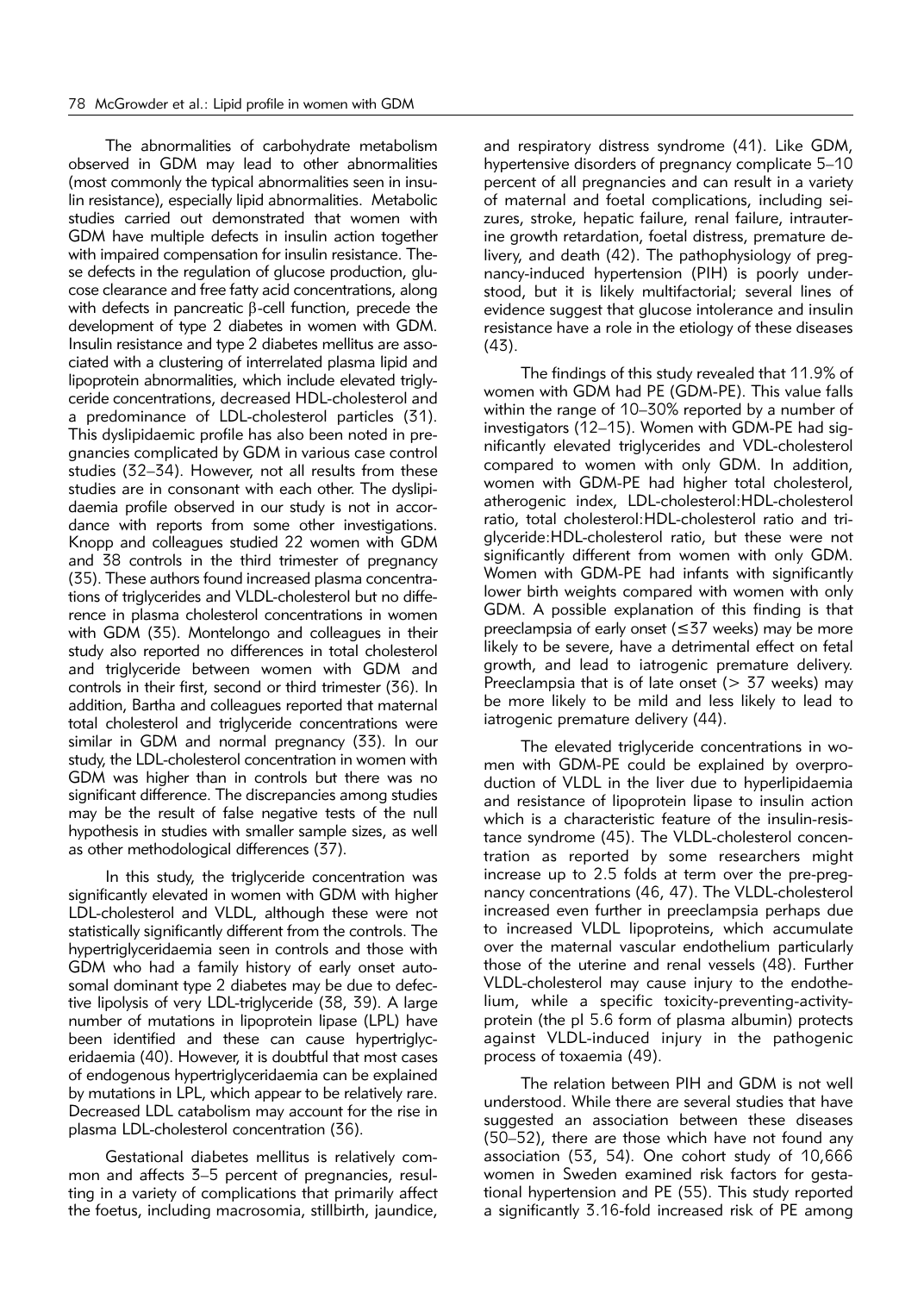The abnormalities of carbohydrate metabolism observed in GDM may lead to other abnormalities (most commonly the typical abnormalities seen in insulin resistance), especially lipid abnormalities. Metabolic studies carried out demonstrated that women with GDM have multiple defects in insulin action together with impaired compensation for insulin resistance. These defects in the regulation of glucose production, glucose clearance and free fatty acid concentrations, along with defects in pancreatic β-cell function, precede the development of type 2 diabetes in women with GDM. Insulin resistance and type 2 diabetes mellitus are associated with a clustering of interrelated plasma lipid and lipoprotein abnormalities, which include elevated triglyceride concentrations, decreased HDL-cholesterol and a predominance of LDL-cholesterol particles (31). This dyslipidaemic profile has also been noted in pregnancies complicated by GDM in various case control studies (32–34). However, not all results from these studies are in consonant with each other. The dyslipidaemia profile observed in our study is not in accordance with reports from some other investigations. Knopp and colleagues studied 22 women with GDM and 38 controls in the third trimester of pregnancy (35). These authors found increased plasma concentrations of triglycerides and VLDL-cholesterol but no difference in plasma cholesterol concentrations in women with GDM (35). Montelongo and colleagues in their study also reported no differences in total cholesterol and triglyceride between women with GDM and controls in their first, second or third trimester (36). In addition, Bartha and colleagues reported that maternal total cholesterol and triglyceride concentrations were similar in GDM and normal pregnancy (33). In our study, the LDL-cholesterol concentration in women with GDM was higher than in controls but there was no significant difference. The discrepancies among studies may be the result of false negative tests of the null hypothesis in studies with smaller sample sizes, as well as other methodological differences (37).

In this study, the triglyceride concentration was significantly elevated in women with GDM with higher LDL-cholesterol and VLDL, although these were not statistically significantly different from the controls. The hypertriglyceridaemia seen in controls and those with GDM who had a family history of early onset autosomal dominant type 2 diabetes may be due to defective lipolysis of very LDL-triglyceride (38, 39). A large number of mutations in lipoprotein lipase (LPL) have been identified and these can cause hypertriglyceridaemia (40). However, it is doubtful that most cases of endogenous hypertriglyceridaemia can be explained by mutations in LPL, which appear to be relatively rare. Decreased LDL catabolism may account for the rise in plasma LDL-cholesterol concentration (36).

Gestational diabetes mellitus is relatively common and affects 3–5 percent of pregnancies, resulting in a variety of complications that primarily affect the foetus, including macrosomia, stillbirth, jaundice, and respiratory distress syndrome (41). Like GDM, hypertensive disorders of pregnancy complicate 5–10 percent of all pregnancies and can result in a variety of maternal and foetal complications, including seizures, stroke, hepatic failure, renal failure, intrauterine growth retardation, foetal distress, premature delivery, and death (42). The pathophysiology of pregnancy-induced hypertension (PIH) is poorly understood, but it is likely multifactorial; several lines of evidence suggest that glucose intolerance and insulin resistance have a role in the etiology of these diseases (43).

The findings of this study revealed that 11.9% of women with GDM had PE (GDM-PE). This value falls within the range of 10–30% reported by a number of investigators (12–15). Women with GDM-PE had significantly elevated triglycerides and VDL-cholesterol compared to women with only GDM. In addition, women with GDM-PE had higher total cholesterol, atherogenic index, LDL-cholesterol:HDL-cholesterol ratio, total cholesterol:HDL-cholesterol ratio and triglyceride:HDL-cholesterol ratio, but these were not significantly different from women with only GDM. Women with GDM-PE had infants with significantly lower birth weights compared with women with only GDM. A possible explanation of this finding is that preeclampsia of early onset (≤37 weeks) may be more likely to be severe, have a detrimental effect on fetal growth, and lead to iatrogenic premature delivery. Preeclampsia that is of late onset (> 37 weeks) may be more likely to be mild and less likely to lead to iatrogenic premature delivery (44).

The elevated triglyceride concentrations in women with GDM-PE could be explained by overproduction of VLDL in the liver due to hyperlipidaemia and resistance of lipoprotein lipase to insulin action which is a characteristic feature of the insulin-resistance syndrome (45). The VLDL-cholesterol concentration as reported by some researchers might increase up to 2.5 folds at term over the pre-pregnancy concentrations (46, 47). The VLDL-cholesterol increased even further in preeclampsia perhaps due to increased VLDL lipoproteins, which accumulate over the maternal vascular endothelium particularly those of the uterine and renal vessels (48). Further VLDL-cholesterol may cause injury to the endothelium, while a specific toxicity-preventing-activity-protein (the pI 5.6 form of plasma albumin) protects against VLDL-induced injury in the pathogenic process of toxaemia (49).

The relation between PIH and GDM is not well understood. While there are several studies that have suggested an association between these diseases (50–52), there are those which have not found any association (53, 54). One cohort study of 10,666 women in Sweden examined risk factors for gestational hypertension and PE (55). This study reported a significantly 3.16-fold increased risk of PE among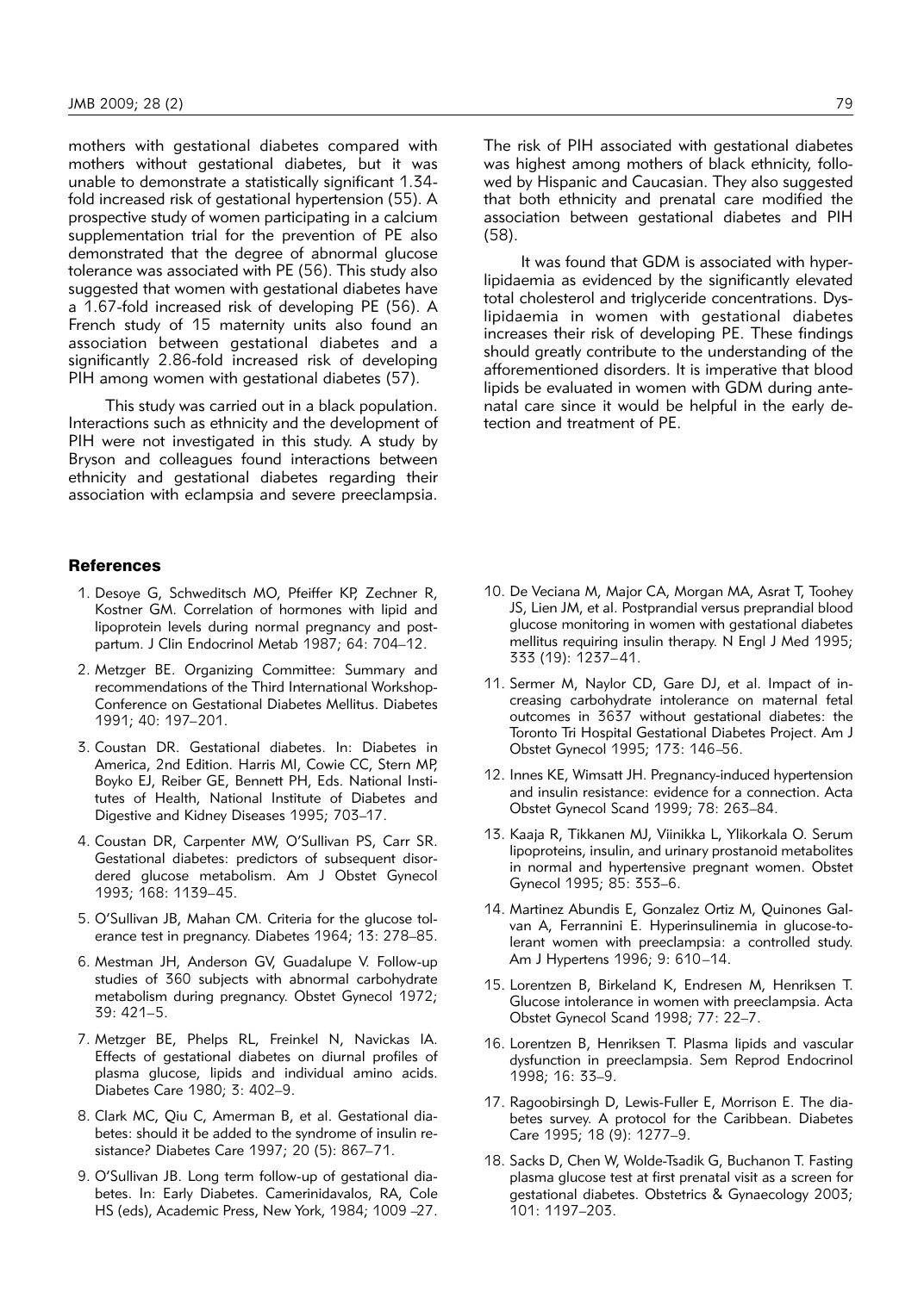mothers with gestational diabetes compared with mothers without gestational diabetes, but it was unable to demonstrate a statistically significant 1.34-fold increased risk of gestational hypertension (55). A prospective study of women participating in a calcium supplementation trial for the prevention of PE also demonstrated that the degree of abnormal glucose tolerance was associated with PE (56). This study also suggested that women with gestational diabetes have a 1.67-fold increased risk of developing PE (56). A French study of 15 maternity units also found an association between gestational diabetes and a significantly 2.86-fold increased risk of developing PIH among women with gestational diabetes (57).

This study was carried out in a black population. Interactions such as ethnicity and the development of PIH were not investigated in this study. A study by Bryson and colleagues found interactions between ethnicity and gestational diabetes regarding their association with eclampsia and severe preeclampsia. The risk of PIH associated with gestational diabetes was highest among mothers of black ethnicity, followed by Hispanic and Caucasian. They also suggested that both ethnicity and prenatal care modified the association between gestational diabetes and PIH (58).

It was found that GDM is associated with hyperlipidaemia as evidenced by the significantly elevated total cholesterol and triglyceride concentrations. Dyslipidaemia in women with gestational diabetes increases their risk of developing PE. These findings should greatly contribute to the understanding of the afforementioned disorders. It is imperative that blood lipids be evaluated in women with GDM during antenatal care since it would be helpful in the early detection and treatment of PE.

## References

1. Desoye G, Schweditsch MO, Pfeiffer KP, Zechner R, Kostner GM. Correlation of hormones with lipid and lipoprotein levels during normal pregnancy and postpartum. J Clin Endocrinol Metab 1987; 64: 704–12.
2. Metzger BE. Organizing Committee: Summary and recommendations of the Third International Workshop-Conference on Gestational Diabetes Mellitus. Diabetes 1991; 40: 197–201.
3. Coustan DR. Gestational diabetes. In: Diabetes in America, 2nd Edition. Harris MI, Cowie CC, Stern MP, Boyko EJ, Reiber GE, Bennett PH, Eds. National Institutes of Health, National Institute of Diabetes and Digestive and Kidney Diseases 1995; 703–17.
4. Coustan DR, Carpenter MW, O'Sullivan PS, Carr SR. Gestational diabetes: predictors of subsequent disordered glucose metabolism. Am J Obstet Gynecol 1993; 168: 1139–45.
5. O'Sullivan JB, Mahan CM. Criteria for the glucose tolerance test in pregnancy. Diabetes 1964; 13: 278–85.
6. Mestman JH, Anderson GV, Guadalupe V. Follow-up studies of 360 subjects with abnormal carbohydrate metabolism during pregnancy. Obstet Gynecol 1972; 39: 421–5.
7. Metzger BE, Phelps RL, Freinkel N, Navickas IA. Effects of gestational diabetes on diurnal profiles of plasma glucose, lipids and individual amino acids. Diabetes Care 1980; 3: 402–9.
8. Clark MC, Qiu C, Amerman B, et al. Gestational diabetes: should it be added to the syndrome of insulin resistance? Diabetes Care 1997; 20 (5): 867–71.
9. O'Sullivan JB. Long term follow-up of gestational diabetes. In: Early Diabetes. Camerinidavalos, RA, Cole HS (eds), Academic Press, New York, 1984; 1009 –27.
10. De Veciana M, Major CA, Morgan MA, Asrat T, Toohey JS, Lien JM, et al. Postprandial versus preprandial blood glucose monitoring in women with gestational diabetes mellitus requiring insulin therapy. N Engl J Med 1995; 333 (19): 1237–41.
11. Sermer M, Naylor CD, Gare DJ, et al. Impact of increasing carbohydrate intolerance on maternal fetal outcomes in 3637 without gestational diabetes: the Toronto Tri Hospital Gestational Diabetes Project. Am J Obstet Gynecol 1995; 173: 146–56.
12. Innes KE, Wimsatt JH. Pregnancy-induced hypertension and insulin resistance: evidence for a connection. Acta Obstet Gynecol Scand 1999; 78: 263–84.
13. Kaaja R, Tikkanen MJ, Viinikka L, Ylikorkala O. Serum lipoproteins, insulin, and urinary prostanoid metabolites in normal and hypertensive pregnant women. Obstet Gynecol 1995; 85: 353–6.
14. Martinez Abundis E, Gonzalez Ortiz M, Quinones Galvan A, Ferrannini E. Hyperinsulinemia in glucose-tolerant women with preeclampsia: a controlled study. Am J Hypertens 1996; 9: 610 –14.
15. Lorentzen B, Birkeland K, Endresen M, Henriksen T. Glucose intolerance in women with preeclampsia. Acta Obstet Gynecol Scand 1998; 77: 22–7.
16. Lorentzen B, Henriksen T. Plasma lipids and vascular dysfunction in preeclampsia. Sem Reprod Endocrinol 1998; 16: 33–9.
17. Ragoobirsingh D, Lewis-Fuller E, Morrison E. The diabetes survey. A protocol for the Caribbean. Diabetes Care 1995; 18 (9): 1277–9.
18. Sacks D, Chen W, Wolde-Tsadik G, Buchanon T. Fasting plasma glucose test at first prenatal visit as a screen for gestational diabetes. Obstetrics & Gynaecology 2003; 101: 1197–203.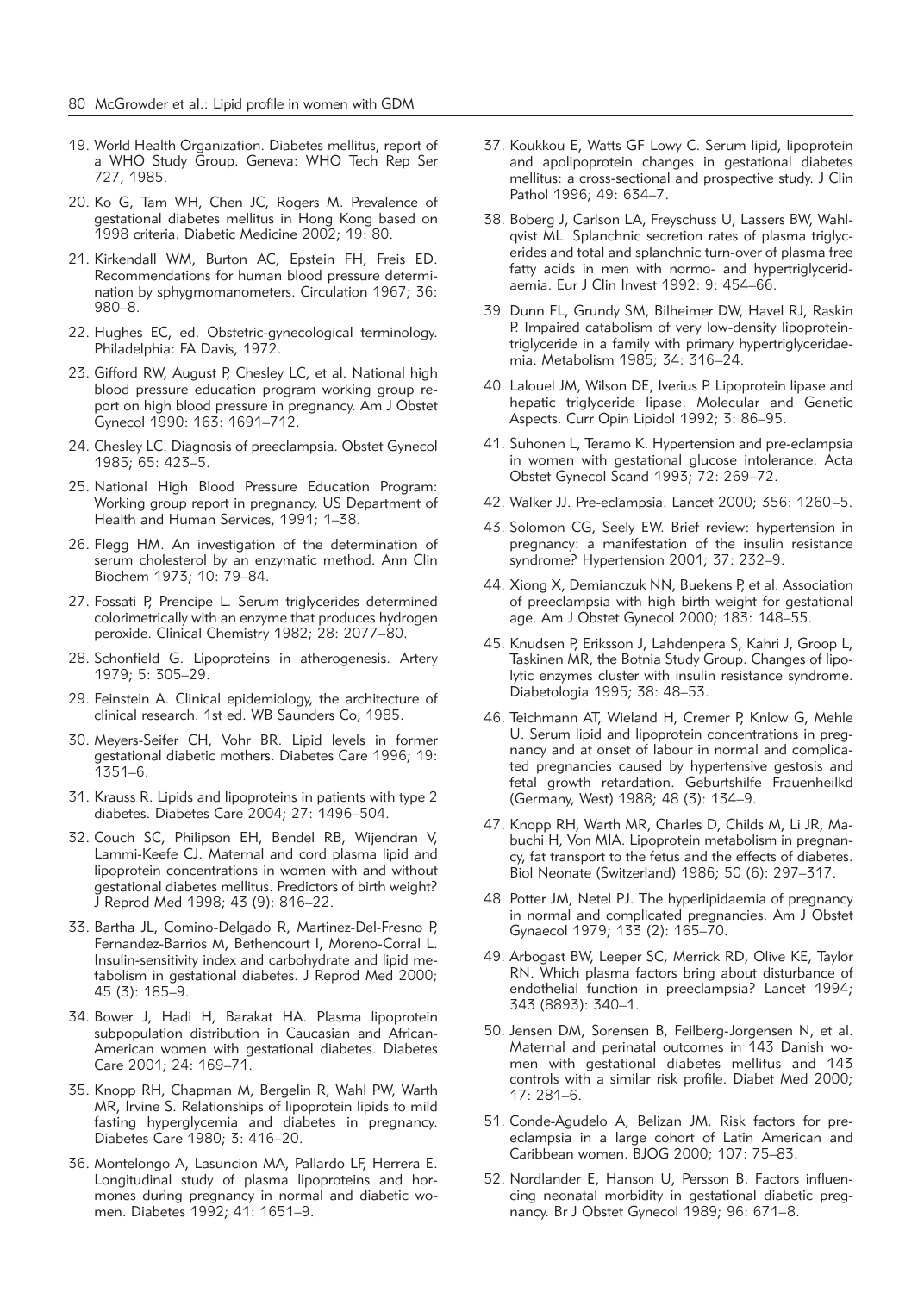19. World Health Organization. Diabetes mellitus, report of a WHO Study Group. Geneva: WHO Tech Rep Ser 727, 1985.

20. Ko G, Tam WH, Chen JC, Rogers M. Prevalence of gestational diabetes mellitus in Hong Kong based on 1998 criteria. Diabetic Medicine 2002; 19: 80.

21. Kirkendall WM, Burton AC, Epstein FH, Freis ED. Recommendations for human blood pressure determination by sphygmomanometers. Circulation 1967; 36: 980–8.

22. Hughes EC, ed. Obstetric-gynecological terminology. Philadelphia: FA Davis, 1972.

23. Gifford RW, August P, Chesley LC, et al. National high blood pressure education program working group report on high blood pressure in pregnancy. Am J Obstet Gynecol 1990: 163: 1691–712.

24. Chesley LC. Diagnosis of preeclampsia. Obstet Gynecol 1985; 65: 423–5.

25. National High Blood Pressure Education Program: Working group report in pregnancy. US Department of Health and Human Services, 1991; 1–38.

26. Flegg HM. An investigation of the determination of serum cholesterol by an enzymatic method. Ann Clin Biochem 1973; 10: 79–84.

27. Fossati P, Prencipe L. Serum triglycerides determined colorimetrically with an enzyme that produces hydrogen peroxide. Clinical Chemistry 1982; 28: 2077–80.

28. Schonfield G. Lipoproteins in atherogenesis. Artery 1979; 5: 305–29.

29. Feinstein A. Clinical epidemiology, the architecture of clinical research. 1st ed. WB Saunders Co, 1985.

30. Meyers-Seifer CH, Vohr BR. Lipid levels in former gestational diabetic mothers. Diabetes Care 1996; 19: 1351–6.

31. Krauss R. Lipids and lipoproteins in patients with type 2 diabetes. Diabetes Care 2004; 27: 1496–504.

32. Couch SC, Philipson EH, Bendel RB, Wijendran V, Lammi-Keefe CJ. Maternal and cord plasma lipid and lipoprotein concentrations in women with and without gestational diabetes mellitus. Predictors of birth weight? J Reprod Med 1998; 43 (9): 816–22.

33. Bartha JL, Comino-Delgado R, Martinez-Del-Fresno P, Fernandez-Barrios M, Bethencourt I, Moreno-Corral L. Insulin-sensitivity index and carbohydrate and lipid metabolism in gestational diabetes. J Reprod Med 2000; 45 (3): 185–9.

34. Bower J, Hadi H, Barakat HA. Plasma lipoprotein subpopulation distribution in Caucasian and African-American women with gestational diabetes. Diabetes Care 2001; 24: 169–71.

35. Knopp RH, Chapman M, Bergelin R, Wahl PW, Warth MR, Irvine S. Relationships of lipoprotein lipids to mild fasting hyperglycemia and diabetes in pregnancy. Diabetes Care 1980; 3: 416–20.

36. Montelongo A, Lasuncion MA, Pallardo LF, Herrera E. Longitudinal study of plasma lipoproteins and hormones during pregnancy in normal and diabetic women. Diabetes 1992; 41: 1651–9.

37. Koukkou E, Watts GF Lowy C. Serum lipid, lipoprotein and apolipoprotein changes in gestational diabetes mellitus: a cross-sectional and prospective study. J Clin Pathol 1996; 49: 634–7.

38. Boberg J, Carlson LA, Freyschuss U, Lassers BW, Wahlqvist ML. Splanchnic secretion rates of plasma triglycerides and total and splanchnic turn-over of plasma free fatty acids in men with normo- and hypertriglyceridaemia. Eur J Clin Invest 1992: 9: 454–66.

39. Dunn FL, Grundy SM, Bilheimer DW, Havel RJ, Raskin P. Impaired catabolism of very low-density lipoprotein-triglyceride in a family with primary hypertriglyceridaemia. Metabolism 1985; 34: 316–24.

40. Lalouel JM, Wilson DE, Iverius P. Lipoprotein lipase and hepatic triglyceride lipase. Molecular and Genetic Aspects. Curr Opin Lipidol 1992; 3: 86–95.

41. Suhonen L, Teramo K. Hypertension and pre-eclampsia in women with gestational glucose intolerance. Acta Obstet Gynecol Scand 1993; 72: 269–72.

42. Walker JJ. Pre-eclampsia. Lancet 2000; 356: 1260–5.

43. Solomon CG, Seely EW. Brief review: hypertension in pregnancy: a manifestation of the insulin resistance syndrome? Hypertension 2001; 37: 232–9.

44. Xiong X, Demianczuk NN, Buekens P, et al. Association of preeclampsia with high birth weight for gestational age. Am J Obstet Gynecol 2000; 183: 148–55.

45. Knudsen P, Eriksson J, Lahdenpera S, Kahri J, Groop L, Taskinen MR, the Botnia Study Group. Changes of lipolytic enzymes cluster with insulin resistance syndrome. Diabetologia 1995; 38: 48–53.

46. Teichmann AT, Wieland H, Cremer P, Knlow G, Mehle U. Serum lipid and lipoprotein concentrations in pregnancy and at onset of labour in normal and complicated pregnancies caused by hypertensive gestosis and fetal growth retardation. Geburtshilfe Frauenheilkd (Germany, West) 1988; 48 (3): 134–9.

47. Knopp RH, Warth MR, Charles D, Childs M, Li JR, Mabuchi H, Von MIA. Lipoprotein metabolism in pregnancy, fat transport to the fetus and the effects of diabetes. Biol Neonate (Switzerland) 1986; 50 (6): 297–317.

48. Potter JM, Netel PJ. The hyperlipidaemia of pregnancy in normal and complicated pregnancies. Am J Obstet Gynaecol 1979; 133 (2): 165–70.

49. Arbogast BW, Leeper SC, Merrick RD, Olive KE, Taylor RN. Which plasma factors bring about disturbance of endothelial function in preeclampsia? Lancet 1994; 343 (8893): 340–1.

50. Jensen DM, Sorensen B, Feilberg-Jorgensen N, et al. Maternal and perinatal outcomes in 143 Danish women with gestational diabetes mellitus and 143 controls with a similar risk profile. Diabet Med 2000; 17: 281–6.

51. Conde-Agudelo A, Belizan JM. Risk factors for preeclampsia in a large cohort of Latin American and Caribbean women. BJOG 2000; 107: 75–83.

52. Nordlander E, Hanson U, Persson B. Factors influencing neonatal morbidity in gestational diabetic pregnancy. Br J Obstet Gynecol 1989; 96: 671–8.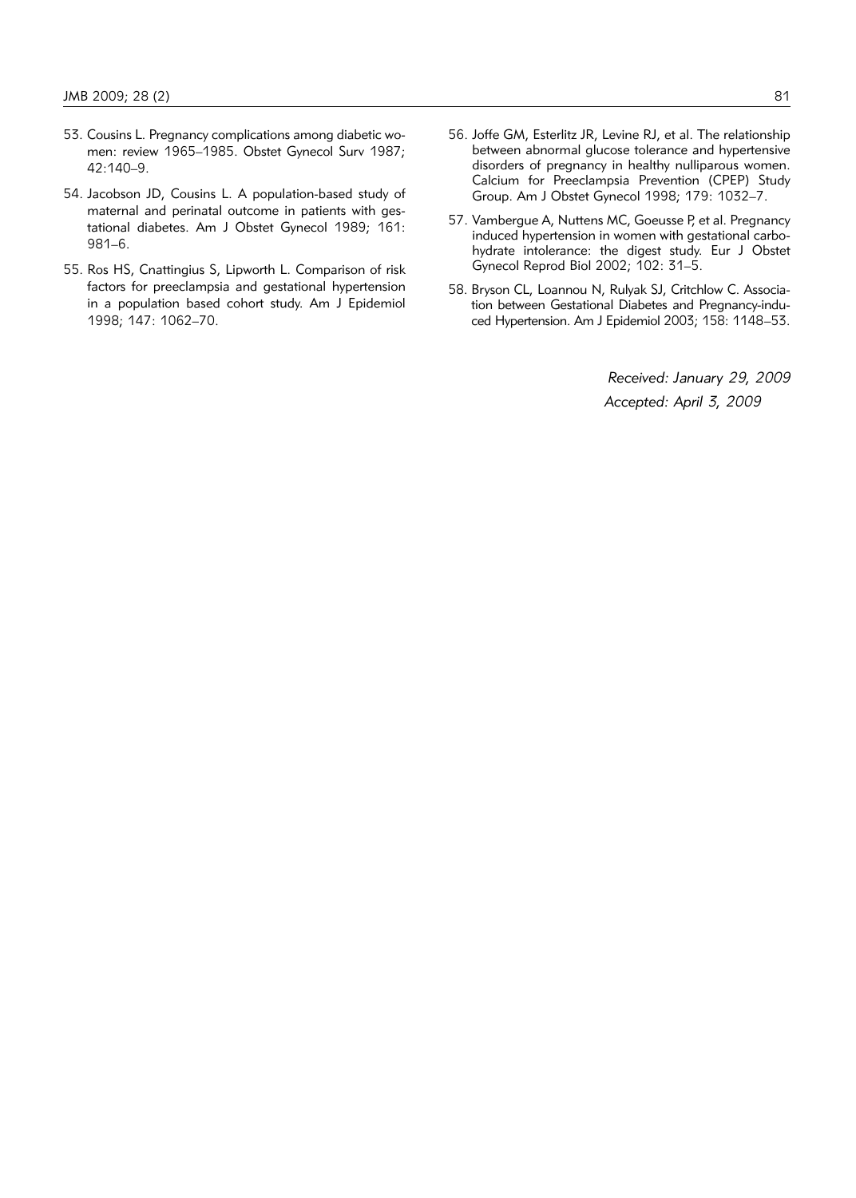53. Cousins L. Pregnancy complications among diabetic women: review 1965–1985. Obstet Gynecol Surv 1987; 42:140–9.

54. Jacobson JD, Cousins L. A population-based study of maternal and perinatal outcome in patients with gestational diabetes. Am J Obstet Gynecol 1989; 161: 981–6.

55. Ros HS, Cnattingius S, Lipworth L. Comparison of risk factors for preeclampsia and gestational hypertension in a population based cohort study. Am J Epidemiol 1998; 147: 1062–70.

56. Joffe GM, Esterlitz JR, Levine RJ, et al. The relationship between abnormal glucose tolerance and hypertensive disorders of pregnancy in healthy nulliparous women. Calcium for Preeclampsia Prevention (CPEP) Study Group. Am J Obstet Gynecol 1998; 179: 1032–7.

57. Vambergue A, Nuttens MC, Goeusse P, et al. Pregnancy induced hypertension in women with gestational carbohydrate intolerance: the digest study. Eur J Obstet Gynecol Reprod Biol 2002; 102: 31–5.

58. Bryson CL, Loannou N, Rulyak SJ, Critchlow C. Association between Gestational Diabetes and Pregnancy-induced Hypertension. Am J Epidemiol 2003; 158: 1148–53.

*Received: January 29, 2009*
*Accepted: April 3, 2009*